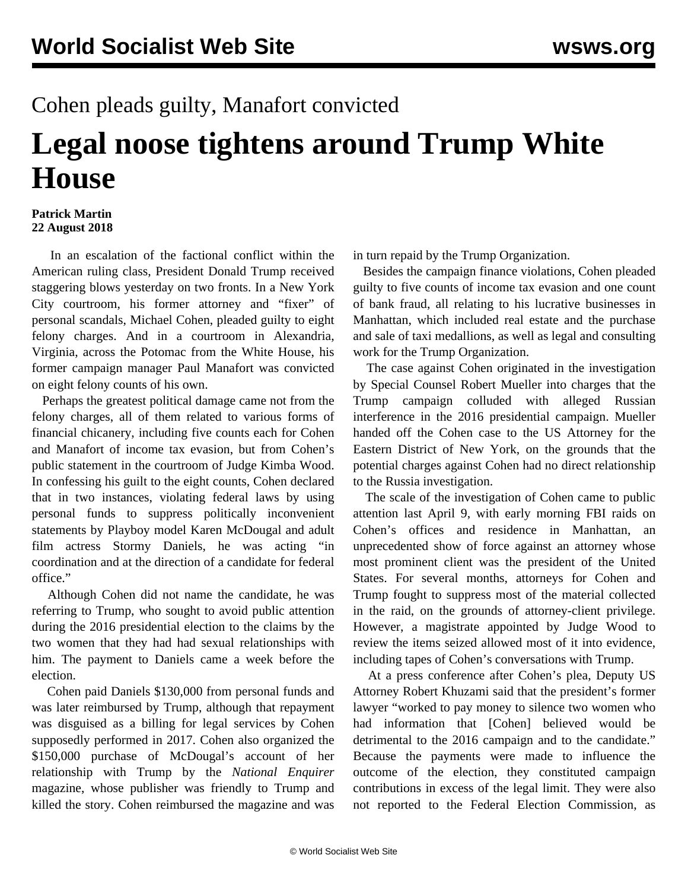Cohen pleads guilty, Manafort convicted

# Legal noose tightens around Trump White House

**Patrick Martin**
**22 August 2018**

In an escalation of the factional conflict within the American ruling class, President Donald Trump received staggering blows yesterday on two fronts. In a New York City courtroom, his former attorney and "fixer" of personal scandals, Michael Cohen, pleaded guilty to eight felony charges. And in a courtroom in Alexandria, Virginia, across the Potomac from the White House, his former campaign manager Paul Manafort was convicted on eight felony counts of his own.

Perhaps the greatest political damage came not from the felony charges, all of them related to various forms of financial chicanery, including five counts each for Cohen and Manafort of income tax evasion, but from Cohen's public statement in the courtroom of Judge Kimba Wood. In confessing his guilt to the eight counts, Cohen declared that in two instances, violating federal laws by using personal funds to suppress politically inconvenient statements by Playboy model Karen McDougal and adult film actress Stormy Daniels, he was acting "in coordination and at the direction of a candidate for federal office."

Although Cohen did not name the candidate, he was referring to Trump, who sought to avoid public attention during the 2016 presidential election to the claims by the two women that they had had sexual relationships with him. The payment to Daniels came a week before the election.

Cohen paid Daniels $130,000 from personal funds and was later reimbursed by Trump, although that repayment was disguised as a billing for legal services by Cohen supposedly performed in 2017. Cohen also organized the $150,000 purchase of McDougal's account of her relationship with Trump by the *National Enquirer* magazine, whose publisher was friendly to Trump and killed the story. Cohen reimbursed the magazine and was in turn repaid by the Trump Organization.

Besides the campaign finance violations, Cohen pleaded guilty to five counts of income tax evasion and one count of bank fraud, all relating to his lucrative businesses in Manhattan, which included real estate and the purchase and sale of taxi medallions, as well as legal and consulting work for the Trump Organization.

The case against Cohen originated in the investigation by Special Counsel Robert Mueller into charges that the Trump campaign colluded with alleged Russian interference in the 2016 presidential campaign. Mueller handed off the Cohen case to the US Attorney for the Eastern District of New York, on the grounds that the potential charges against Cohen had no direct relationship to the Russia investigation.

The scale of the investigation of Cohen came to public attention last April 9, with early morning FBI raids on Cohen's offices and residence in Manhattan, an unprecedented show of force against an attorney whose most prominent client was the president of the United States. For several months, attorneys for Cohen and Trump fought to suppress most of the material collected in the raid, on the grounds of attorney-client privilege. However, a magistrate appointed by Judge Wood to review the items seized allowed most of it into evidence, including tapes of Cohen's conversations with Trump.

At a press conference after Cohen's plea, Deputy US Attorney Robert Khuzami said that the president's former lawyer "worked to pay money to silence two women who had information that [Cohen] believed would be detrimental to the 2016 campaign and to the candidate." Because the payments were made to influence the outcome of the election, they constituted campaign contributions in excess of the legal limit. They were also not reported to the Federal Election Commission, as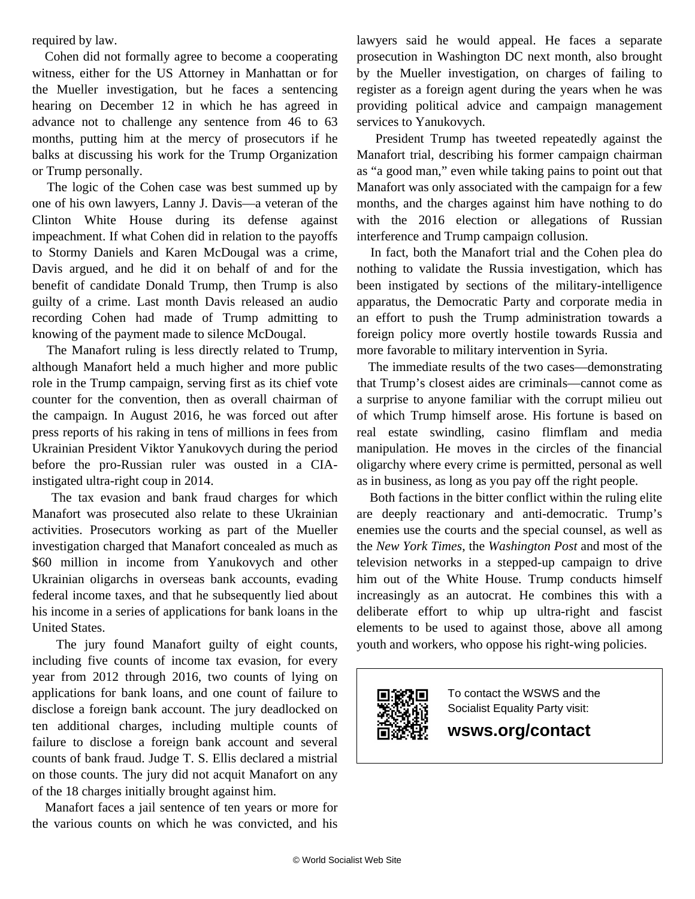required by law.

Cohen did not formally agree to become a cooperating witness, either for the US Attorney in Manhattan or for the Mueller investigation, but he faces a sentencing hearing on December 12 in which he has agreed in advance not to challenge any sentence from 46 to 63 months, putting him at the mercy of prosecutors if he balks at discussing his work for the Trump Organization or Trump personally.

The logic of the Cohen case was best summed up by one of his own lawyers, Lanny J. Davis—a veteran of the Clinton White House during its defense against impeachment. If what Cohen did in relation to the payoffs to Stormy Daniels and Karen McDougal was a crime, Davis argued, and he did it on behalf of and for the benefit of candidate Donald Trump, then Trump is also guilty of a crime. Last month Davis released an audio recording Cohen had made of Trump admitting to knowing of the payment made to silence McDougal.

The Manafort ruling is less directly related to Trump, although Manafort held a much higher and more public role in the Trump campaign, serving first as its chief vote counter for the convention, then as overall chairman of the campaign. In August 2016, he was forced out after press reports of his raking in tens of millions in fees from Ukrainian President Viktor Yanukovych during the period before the pro-Russian ruler was ousted in a CIA-instigated ultra-right coup in 2014.

The tax evasion and bank fraud charges for which Manafort was prosecuted also relate to these Ukrainian activities. Prosecutors working as part of the Mueller investigation charged that Manafort concealed as much as $60 million in income from Yanukovych and other Ukrainian oligarchs in overseas bank accounts, evading federal income taxes, and that he subsequently lied about his income in a series of applications for bank loans in the United States.

The jury found Manafort guilty of eight counts, including five counts of income tax evasion, for every year from 2012 through 2016, two counts of lying on applications for bank loans, and one count of failure to disclose a foreign bank account. The jury deadlocked on ten additional charges, including multiple counts of failure to disclose a foreign bank account and several counts of bank fraud. Judge T. S. Ellis declared a mistrial on those counts. The jury did not acquit Manafort on any of the 18 charges initially brought against him.

Manafort faces a jail sentence of ten years or more for the various counts on which he was convicted, and his lawyers said he would appeal. He faces a separate prosecution in Washington DC next month, also brought by the Mueller investigation, on charges of failing to register as a foreign agent during the years when he was providing political advice and campaign management services to Yanukovych.

President Trump has tweeted repeatedly against the Manafort trial, describing his former campaign chairman as "a good man," even while taking pains to point out that Manafort was only associated with the campaign for a few months, and the charges against him have nothing to do with the 2016 election or allegations of Russian interference and Trump campaign collusion.

In fact, both the Manafort trial and the Cohen plea do nothing to validate the Russia investigation, which has been instigated by sections of the military-intelligence apparatus, the Democratic Party and corporate media in an effort to push the Trump administration towards a foreign policy more overtly hostile towards Russia and more favorable to military intervention in Syria.

The immediate results of the two cases—demonstrating that Trump's closest aides are criminals—cannot come as a surprise to anyone familiar with the corrupt milieu out of which Trump himself arose. His fortune is based on real estate swindling, casino flimflam and media manipulation. He moves in the circles of the financial oligarchy where every crime is permitted, personal as well as in business, as long as you pay off the right people.

Both factions in the bitter conflict within the ruling elite are deeply reactionary and anti-democratic. Trump's enemies use the courts and the special counsel, as well as the *New York Times*, the *Washington Post* and most of the television networks in a stepped-up campaign to drive him out of the White House. Trump conducts himself increasingly as an autocrat. He combines this with a deliberate effort to whip up ultra-right and fascist elements to be used to against those, above all among youth and workers, who oppose his right-wing policies.

To contact the WSWS and the Socialist Equality Party visit:

**wsws.org/contact**